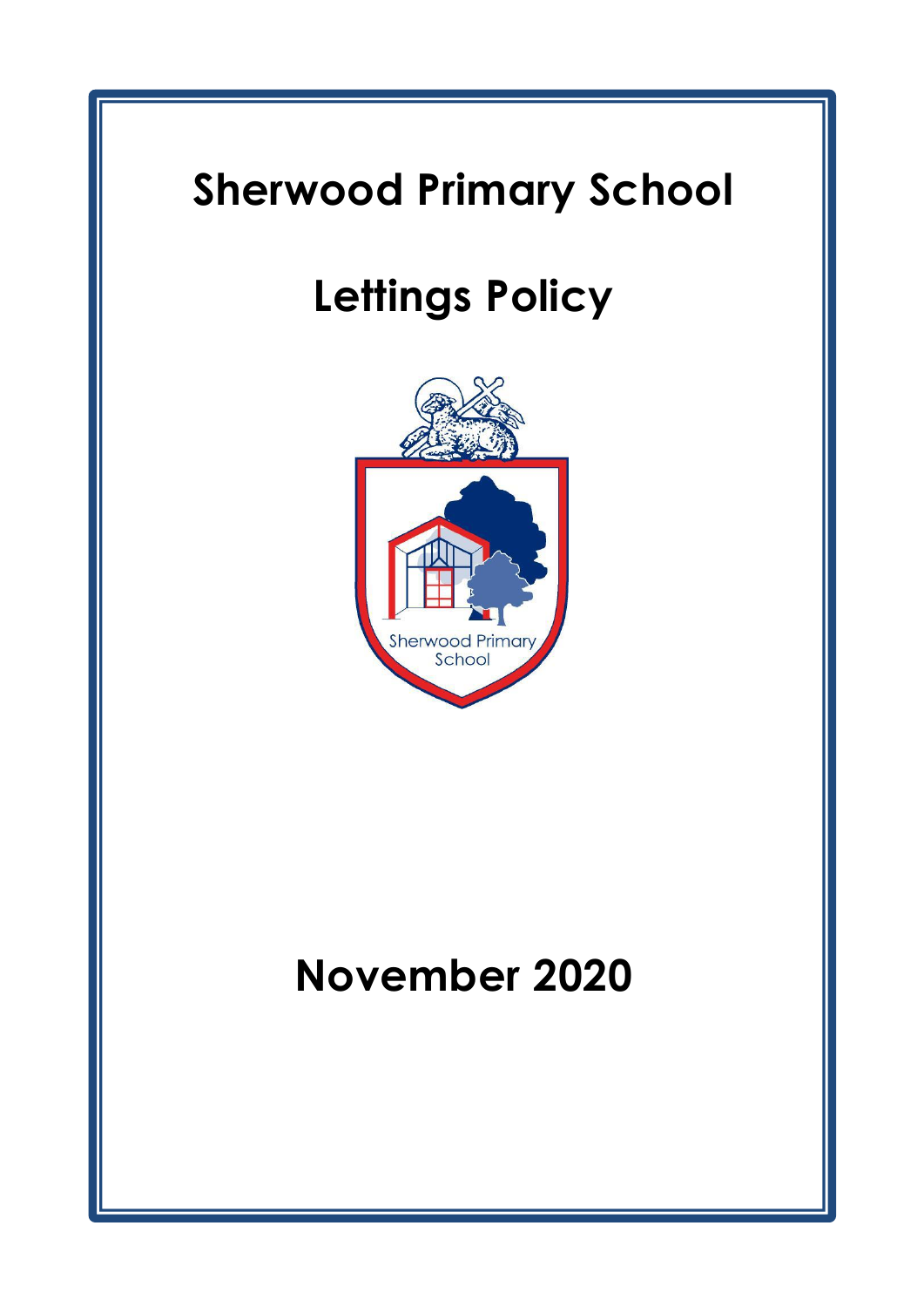# Sherwood Primary School

# Lettings Policy

# November 2020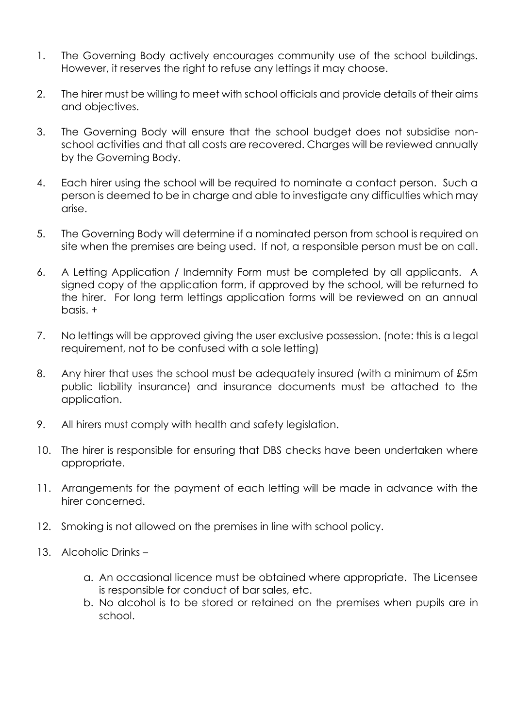1. The Governing Body actively encourages community use of the school buildings. However, it reserves the right to refuse any lettings it may choose.

2. The hirer must be willing to meet with school officials and provide details of their aims and objectives.

3. The Governing Body will ensure that the school budget does not subsidise non-school activities and that all costs are recovered. Charges will be reviewed annually by the Governing Body.

4. Each hirer using the school will be required to nominate a contact person. Such a person is deemed to be in charge and able to investigate any difficulties which may arise.

5. The Governing Body will determine if a nominated person from school is required on site when the premises are being used. If not, a responsible person must be on call.

6. A Letting Application / Indemnity Form must be completed by all applicants. A signed copy of the application form, if approved by the school, will be returned to the hirer. For long term lettings application forms will be reviewed on an annual basis. +

7. No lettings will be approved giving the user exclusive possession. (note: this is a legal requirement, not to be confused with a sole letting)

8. Any hirer that uses the school must be adequately insured (with a minimum of £5m public liability insurance) and insurance documents must be attached to the application.

9. All hirers must comply with health and safety legislation.

10. The hirer is responsible for ensuring that DBS checks have been undertaken where appropriate.

11. Arrangements for the payment of each letting will be made in advance with the hirer concerned.

12. Smoking is not allowed on the premises in line with school policy.

13. Alcoholic Drinks –

    a. An occasional licence must be obtained where appropriate. The Licensee is responsible for conduct of bar sales, etc.
    b. No alcohol is to be stored or retained on the premises when pupils are in school.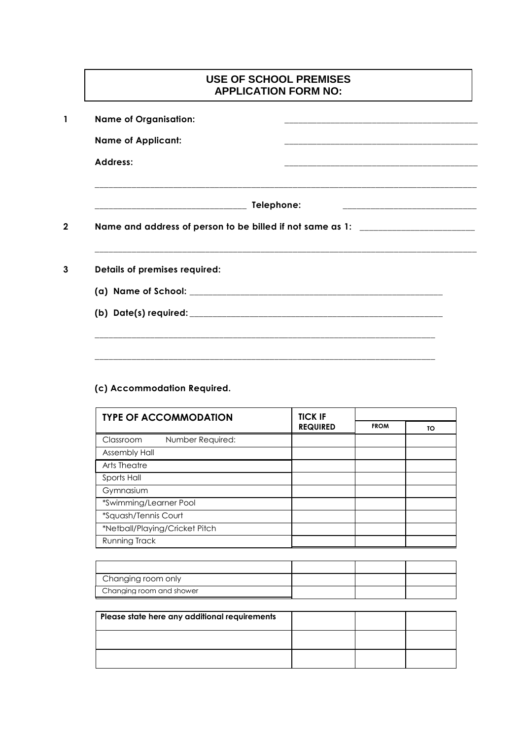# USE OF SCHOOL PREMISES
# APPLICATION FORM NO:

1. **Name of Organisation:** ______________________________

   **Name of Applicant:** ______________________________

   **Address:** ______________________________

   ______________________________________________________________

   ______________________________ **Telephone:** ______________________________

2. **Name and address of person to be billed if not same as 1:** ______________________

   ______________________________________________________________

3. **Details of premises required:**

   **(a) Name of School:** ______________________________________________

   **(b) Date(s) required:** ______________________________________________

   ______________________________________________________________

   ______________________________________________________________

   **(c) Accommodation Required.**

| TYPE OF ACCOMMODATION | TICK IF REQUIRED | FROM | TO |
|---|---|---|---|
| Classroom Number Required: | | | |
| Assembly Hall | | | |
| Arts Theatre | | | |
| Sports Hall | | | |
| Gymnasium | | | |
| *Swimming/Learner Pool | | | |
| *Squash/Tennis Court | | | |
| *Netball/Playing/Cricket Pitch | | | |
| Running Track | | | |

| | | | |
|---|---|---|---|
| Changing room only | | | |
| Changing room and shower | | | |

| Please state here any additional requirements | | | |
|---|---|---|---|
| | | | |
| | | | |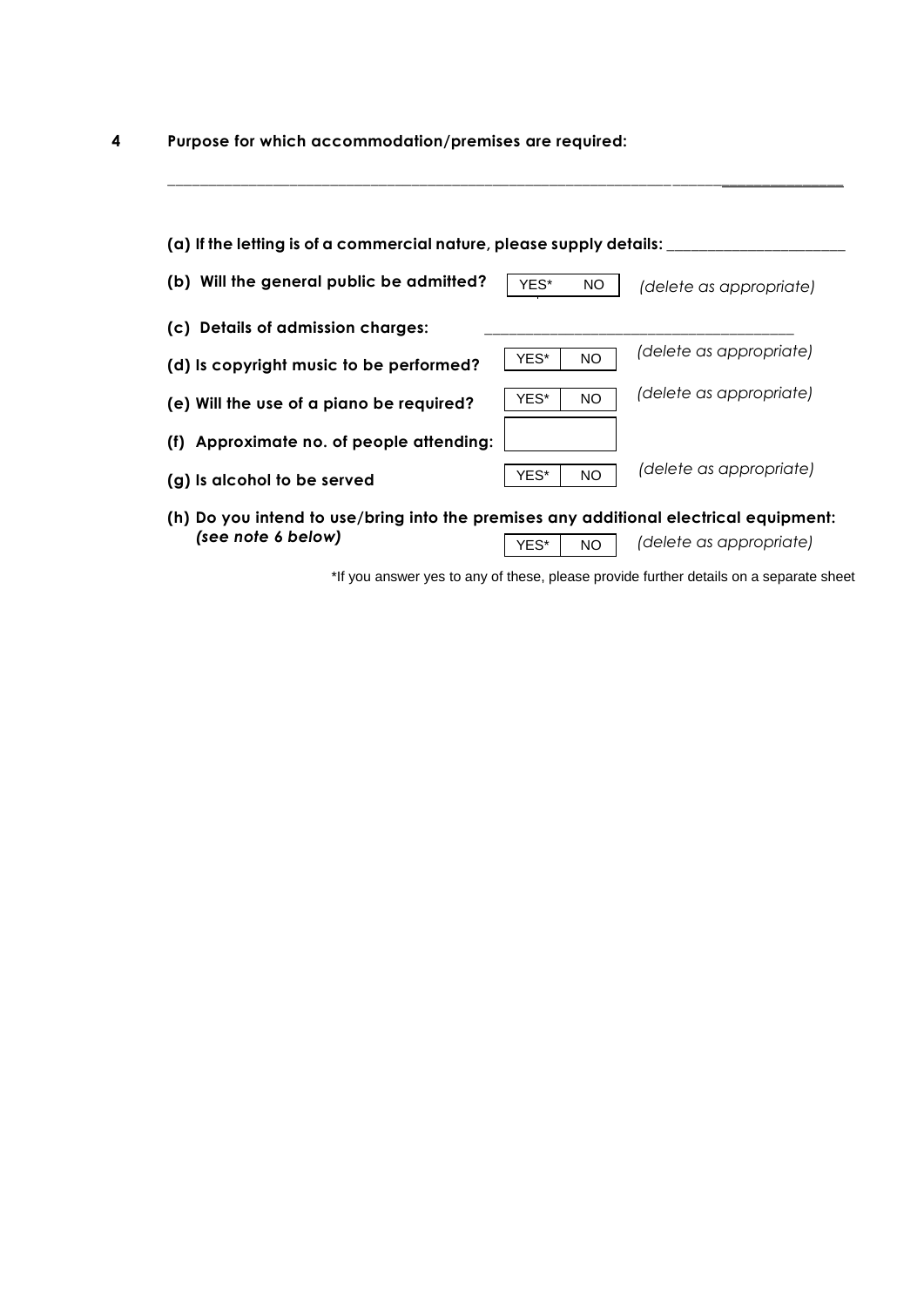**4 Purpose for which accommodation/premises are required:**

___________________________________________________________________________

**(a) If the letting is of a commercial nature, please supply details:** ____________________

**(b) Will the general public be admitted?** YES* | NO *(delete as appropriate)*

**(c) Details of admission charges:** ________________________________

**(d) Is copyright music to be performed?** YES* | NO *(delete as appropriate)*

**(e) Will the use of a piano be required?** YES* | NO *(delete as appropriate)*

**(f) Approximate no. of people attending:** [ ]

**(g) Is alcohol to be served** YES* | NO *(delete as appropriate)*

**(h) Do you intend to use/bring into the premises any additional electrical equipment:** ***(see note 6 below)*** YES* | NO *(delete as appropriate)*

*If you answer yes to any of these, please provide further details on a separate sheet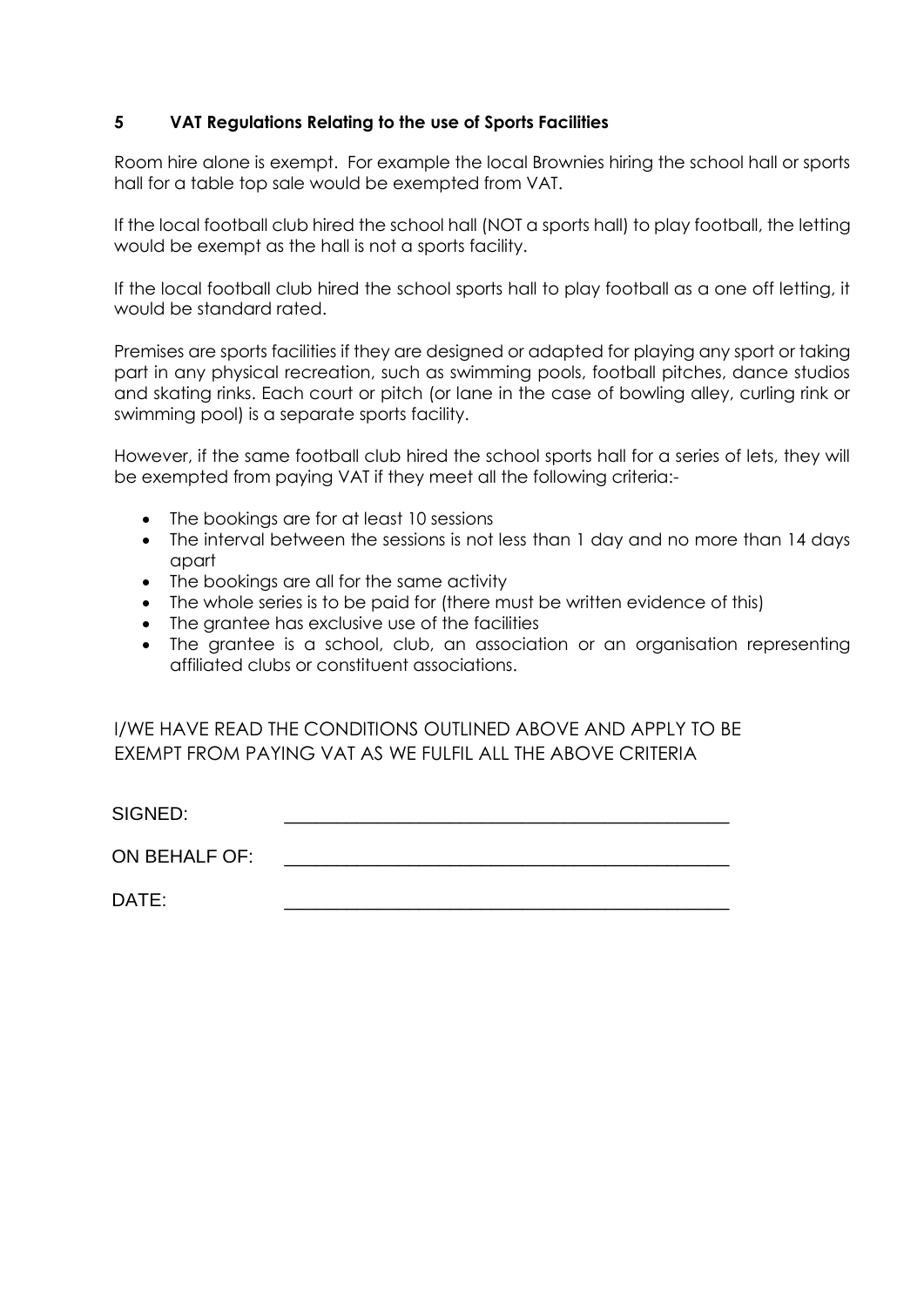## 5 VAT Regulations Relating to the use of Sports Facilities

Room hire alone is exempt. For example the local Brownies hiring the school hall or sports hall for a table top sale would be exempted from VAT.

If the local football club hired the school hall (NOT a sports hall) to play football, the letting would be exempt as the hall is not a sports facility.

If the local football club hired the school sports hall to play football as a one off letting, it would be standard rated.

Premises are sports facilities if they are designed or adapted for playing any sport or taking part in any physical recreation, such as swimming pools, football pitches, dance studios and skating rinks. Each court or pitch (or lane in the case of bowling alley, curling rink or swimming pool) is a separate sports facility.

However, if the same football club hired the school sports hall for a series of lets, they will be exempted from paying VAT if they meet all the following criteria:-

- The bookings are for at least 10 sessions
- The interval between the sessions is not less than 1 day and no more than 14 days apart
- The bookings are all for the same activity
- The whole series is to be paid for (there must be written evidence of this)
- The grantee has exclusive use of the facilities
- The grantee is a school, club, an association or an organisation representing affiliated clubs or constituent associations.

I/WE HAVE READ THE CONDITIONS OUTLINED ABOVE AND APPLY TO BE EXEMPT FROM PAYING VAT AS WE FULFIL ALL THE ABOVE CRITERIA

SIGNED: ______________________________________________

ON BEHALF OF: ______________________________________________

DATE: ______________________________________________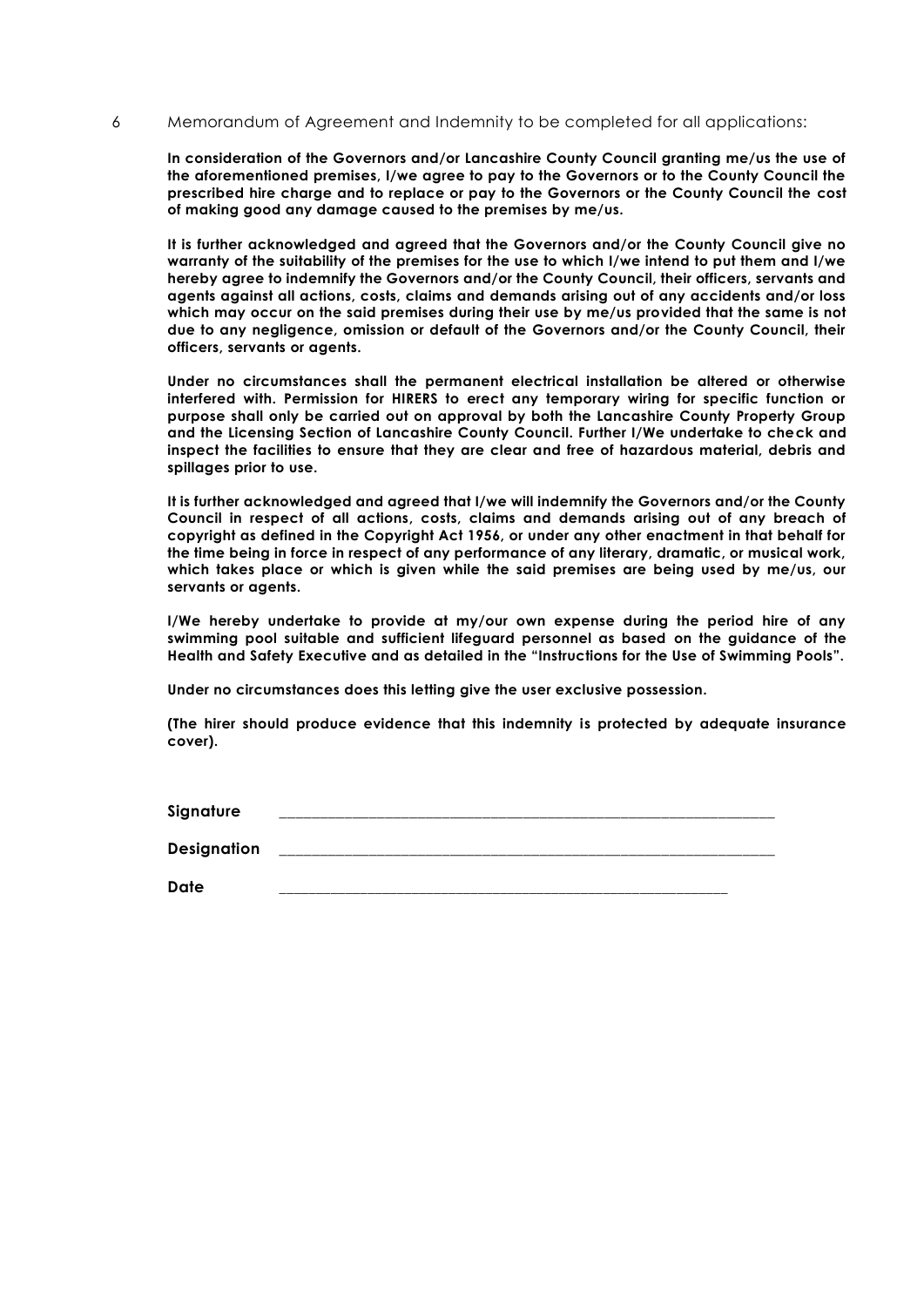6 Memorandum of Agreement and Indemnity to be completed for all applications:

**In consideration of the Governors and/or Lancashire County Council granting me/us the use of the aforementioned premises, I/we agree to pay to the Governors or to the County Council the prescribed hire charge and to replace or pay to the Governors or the County Council the cost of making good any damage caused to the premises by me/us.**

**It is further acknowledged and agreed that the Governors and/or the County Council give no warranty of the suitability of the premises for the use to which I/we intend to put them and I/we hereby agree to indemnify the Governors and/or the County Council, their officers, servants and agents against all actions, costs, claims and demands arising out of any accidents and/or loss which may occur on the said premises during their use by me/us provided that the same is not due to any negligence, omission or default of the Governors and/or the County Council, their officers, servants or agents.**

**Under no circumstances shall the permanent electrical installation be altered or otherwise interfered with. Permission for HIRERS to erect any temporary wiring for specific function or purpose shall only be carried out on approval by both the Lancashire County Property Group and the Licensing Section of Lancashire County Council. Further I/We undertake to check and inspect the facilities to ensure that they are clear and free of hazardous material, debris and spillages prior to use.**

**It is further acknowledged and agreed that I/we will indemnify the Governors and/or the County Council in respect of all actions, costs, claims and demands arising out of any breach of copyright as defined in the Copyright Act 1956, or under any other enactment in that behalf for the time being in force in respect of any performance of any literary, dramatic, or musical work, which takes place or which is given while the said premises are being used by me/us, our servants or agents.**

**I/We hereby undertake to provide at my/our own expense during the period hire of any swimming pool suitable and sufficient lifeguard personnel as based on the guidance of the Health and Safety Executive and as detailed in the "Instructions for the Use of Swimming Pools".**

**Under no circumstances does this letting give the user exclusive possession.**

**(The hirer should produce evidence that this indemnity is protected by adequate insurance cover).**

**Signature** ______________________________________________

**Designation** ______________________________________________

**Date** ______________________________________________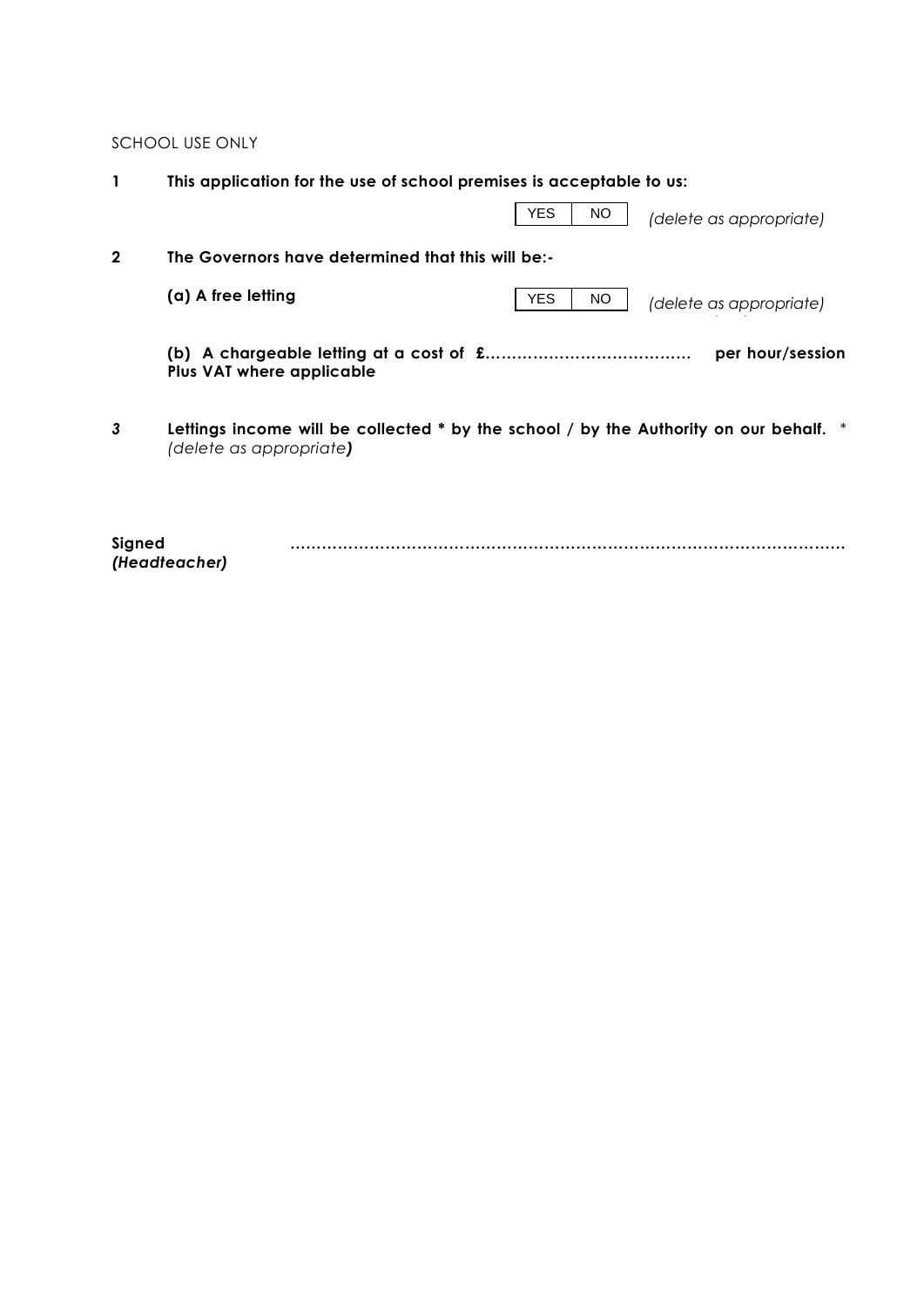SCHOOL USE ONLY

**1 This application for the use of school premises is acceptable to us:**

| YES | NO | *(delete as appropriate)* |
|---|---|---|

**2 The Governors have determined that this will be:-**

**(a) A free letting**

| YES | NO | *(delete as appropriate)* |
|---|---|---|

**(b) A chargeable letting at a cost of £………………………………. per hour/session Plus VAT where applicable**

***3*** **Lettings income will be collected * by the school / by the Authority on our behalf.** * *(delete as appropriate**)***

**Signed** ……………………………………………………………………………………………
***(Headteacher)***